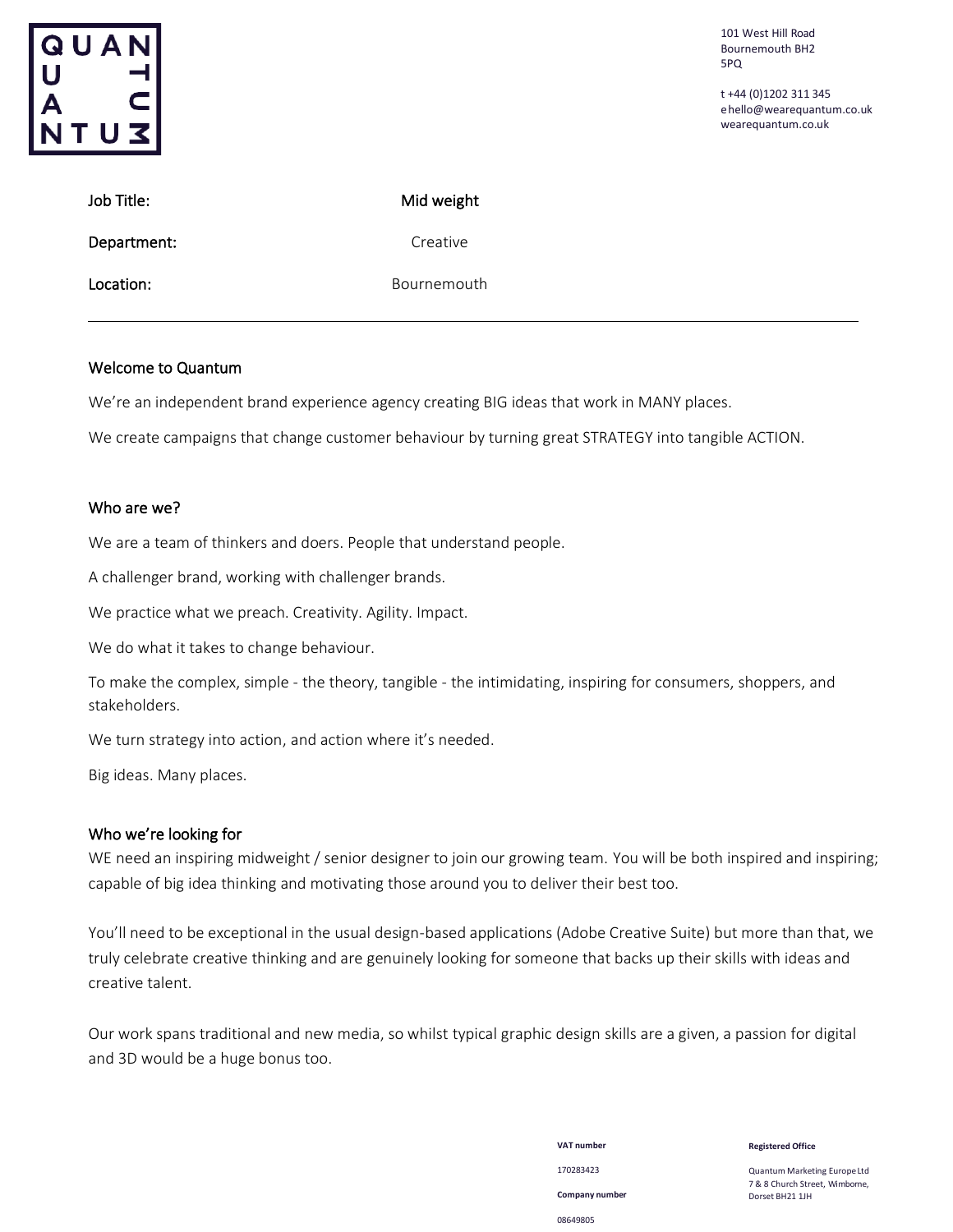QUANTUM

101 West Hill Road
Bournemouth BH2
5PQ

t +44 (0)1202 311 345
e hello@wearequantum.co.uk
wearequantum.co.uk

| Job Title: | Mid weight |
|---|---|
| Department: | Creative |
| Location: | Bournemouth |

---

## Welcome to Quantum

We're an independent brand experience agency creating BIG ideas that work in MANY places.

We create campaigns that change customer behaviour by turning great STRATEGY into tangible ACTION.

## Who are we?

We are a team of thinkers and doers. People that understand people.

A challenger brand, working with challenger brands.

We practice what we preach. Creativity. Agility. Impact.

We do what it takes to change behaviour.

To make the complex, simple - the theory, tangible - the intimidating, inspiring for consumers, shoppers, and stakeholders.

We turn strategy into action, and action where it's needed.

Big ideas. Many places.

## Who we're looking for

WE need an inspiring midweight / senior designer to join our growing team. You will be both inspired and inspiring; capable of big idea thinking and motivating those around you to deliver their best too.

You'll need to be exceptional in the usual design-based applications (Adobe Creative Suite) but more than that, we truly celebrate creative thinking and are genuinely looking for someone that backs up their skills with ideas and creative talent.

Our work spans traditional and new media, so whilst typical graphic design skills are a given, a passion for digital and 3D would be a huge bonus too.

**VAT number**

170283423

**Company number**

08649805

**Registered Office**

Quantum Marketing Europe Ltd
7 & 8 Church Street, Wimborne,
Dorset BH21 1JH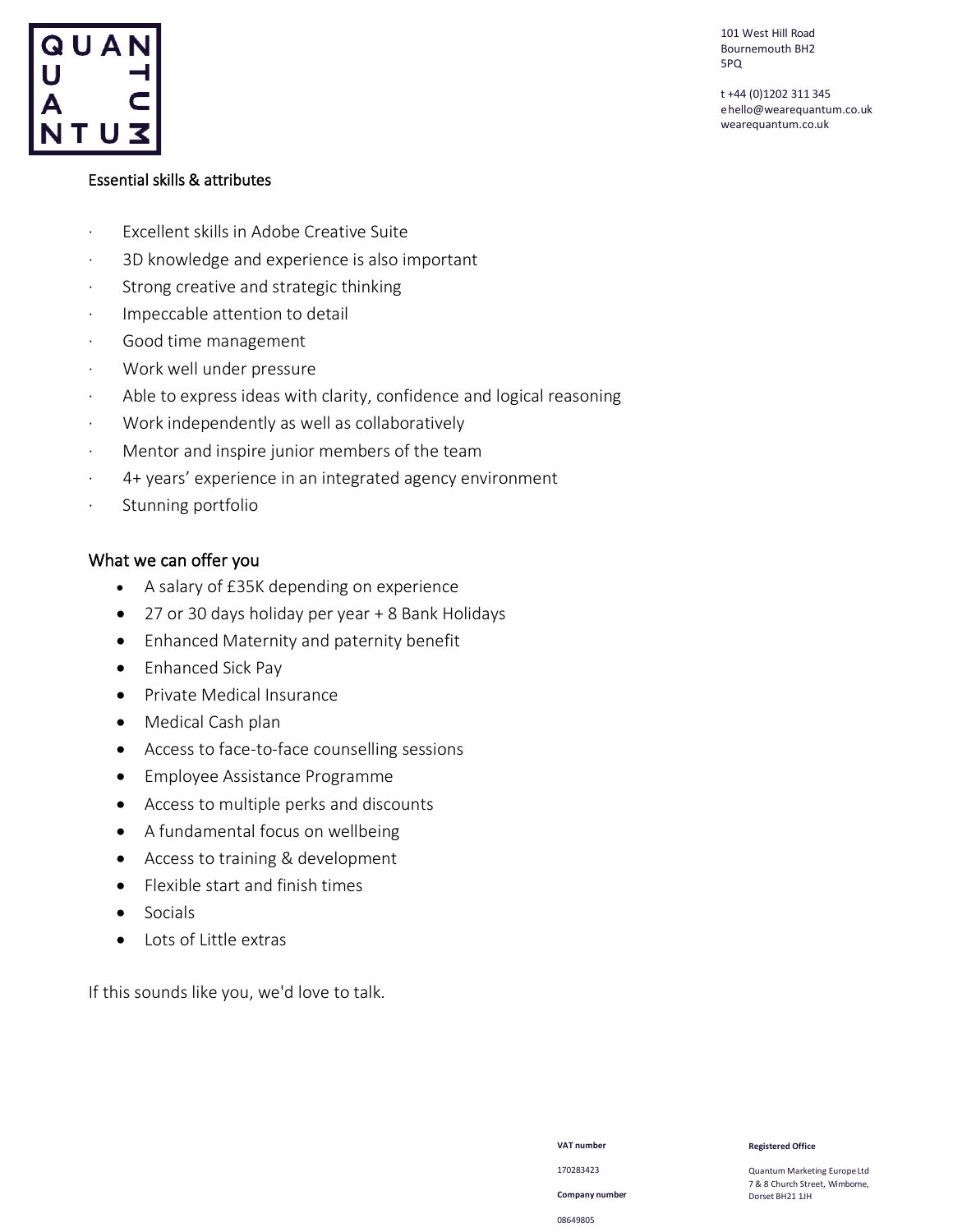## Essential skills & attributes

- Excellent skills in Adobe Creative Suite
- 3D knowledge and experience is also important
- Strong creative and strategic thinking
- Impeccable attention to detail
- Good time management
- Work well under pressure
- Able to express ideas with clarity, confidence and logical reasoning
- Work independently as well as collaboratively
- Mentor and inspire junior members of the team
- 4+ years' experience in an integrated agency environment
- Stunning portfolio

## What we can offer you

- A salary of £35K depending on experience
- 27 or 30 days holiday per year + 8 Bank Holidays
- Enhanced Maternity and paternity benefit
- Enhanced Sick Pay
- Private Medical Insurance
- Medical Cash plan
- Access to face-to-face counselling sessions
- Employee Assistance Programme
- Access to multiple perks and discounts
- A fundamental focus on wellbeing
- Access to training & development
- Flexible start and finish times
- Socials
- Lots of Little extras

If this sounds like you, we'd love to talk.